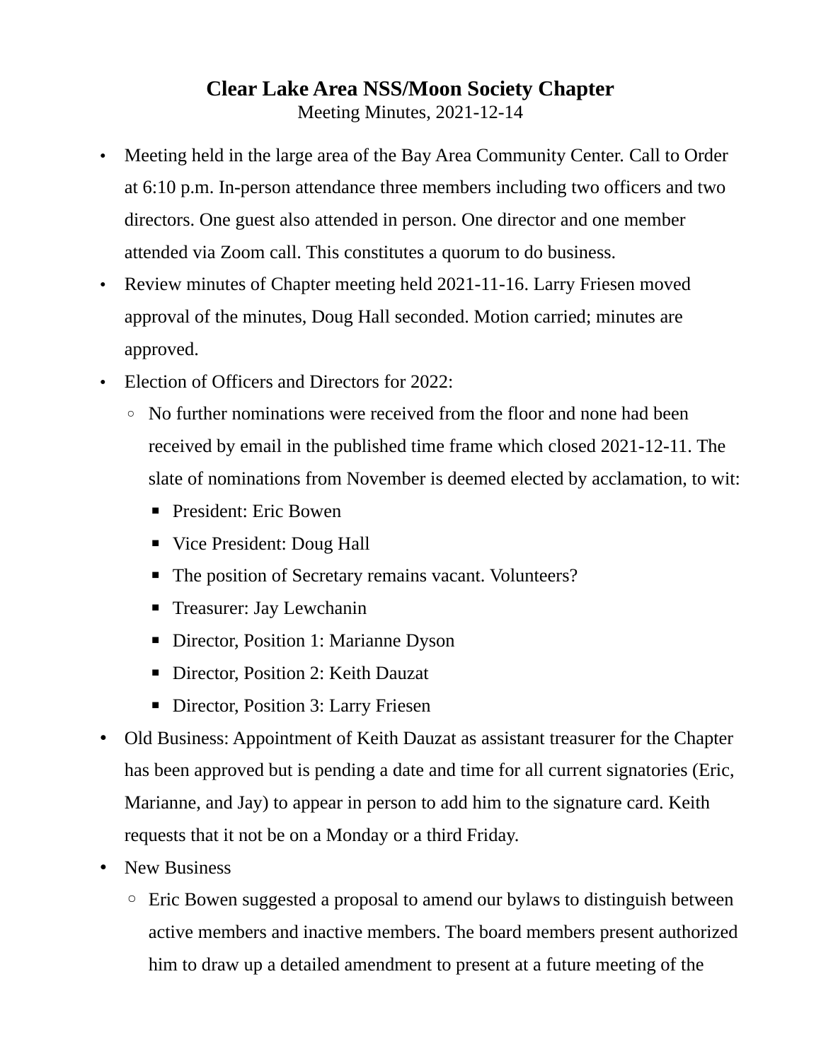# Clear Lake Area NSS/Moon Society Chapter

Meeting Minutes, 2021-12-14

- Meeting held in the large area of the Bay Area Community Center. Call to Order at 6:10 p.m. In-person attendance three members including two officers and two directors. One guest also attended in person. One director and one member attended via Zoom call. This constitutes a quorum to do business.
- Review minutes of Chapter meeting held 2021-11-16. Larry Friesen moved approval of the minutes, Doug Hall seconded. Motion carried; minutes are approved.
- Election of Officers and Directors for 2022:
  - No further nominations were received from the floor and none had been received by email in the published time frame which closed 2021-12-11. The slate of nominations from November is deemed elected by acclamation, to wit:
    - President: Eric Bowen
    - Vice President: Doug Hall
    - The position of Secretary remains vacant. Volunteers?
    - Treasurer: Jay Lewchanin
    - Director, Position 1: Marianne Dyson
    - Director, Position 2: Keith Dauzat
    - Director, Position 3: Larry Friesen
- Old Business: Appointment of Keith Dauzat as assistant treasurer for the Chapter has been approved but is pending a date and time for all current signatories (Eric, Marianne, and Jay) to appear in person to add him to the signature card. Keith requests that it not be on a Monday or a third Friday.
- New Business
  - Eric Bowen suggested a proposal to amend our bylaws to distinguish between active members and inactive members. The board members present authorized him to draw up a detailed amendment to present at a future meeting of the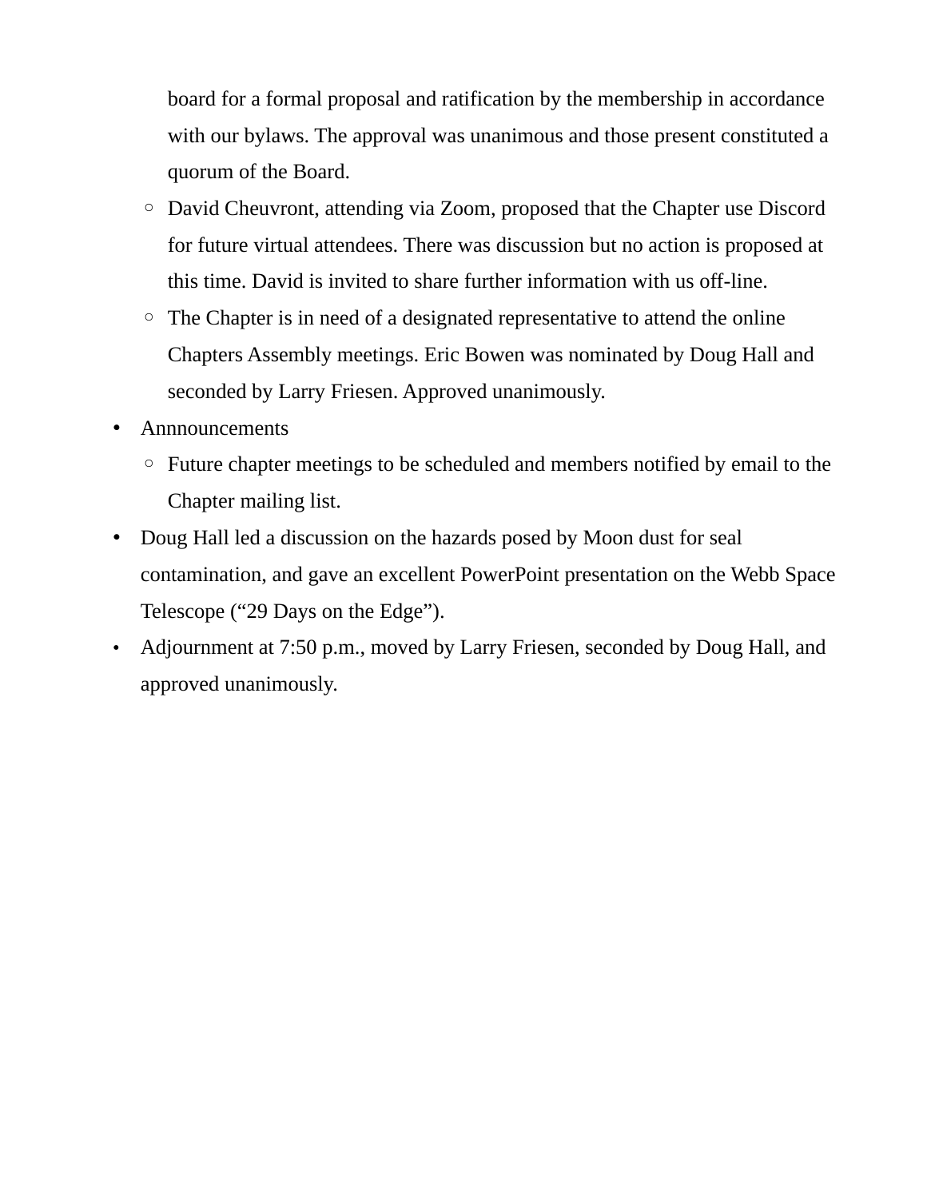board for a formal proposal and ratification by the membership in accordance with our bylaws. The approval was unanimous and those present constituted a quorum of the Board.
  - David Cheuvront, attending via Zoom, proposed that the Chapter use Discord for future virtual attendees. There was discussion but no action is proposed at this time. David is invited to share further information with us off-line.
  - The Chapter is in need of a designated representative to attend the online Chapters Assembly meetings. Eric Bowen was nominated by Doug Hall and seconded by Larry Friesen. Approved unanimously.
- Annnouncements
  - Future chapter meetings to be scheduled and members notified by email to the Chapter mailing list.
- Doug Hall led a discussion on the hazards posed by Moon dust for seal contamination, and gave an excellent PowerPoint presentation on the Webb Space Telescope ("29 Days on the Edge").
- Adjournment at 7:50 p.m., moved by Larry Friesen, seconded by Doug Hall, and approved unanimously.